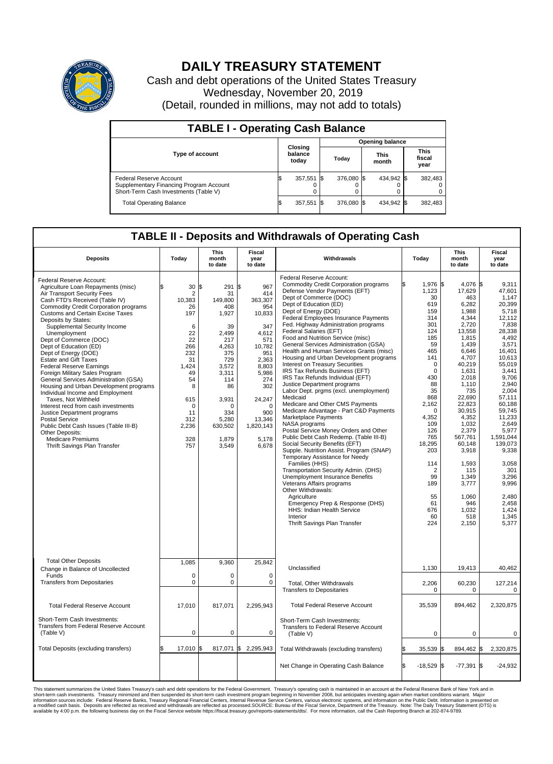# DAILY TREASURY STATEMENT

Cash and debt operations of the United States Treasury

Wednesday, November 20, 2019

(Detail, rounded in millions, may not add to totals)

## TABLE I - Operating Cash Balance

| Type of account | Closing balance today | Opening balance Today | Opening balance This month | Opening balance This fiscal year |
|---|---|---|---|---|
| Federal Reserve Account | $ 357,551 | $ 376,080 | $ 434,942 | $ 382,483 |
| Supplementary Financing Program Account | 0 | 0 | 0 | 0 |
| Short-Term Cash Investments (Table V) | 0 | 0 | 0 | 0 |
| Total Operating Balance | $ 357,551 | $ 376,080 | $ 434,942 | $ 382,483 |

## TABLE II - Deposits and Withdrawals of Operating Cash

| Deposits | Today | This month to date | Fiscal year to date | Withdrawals | Today | This month to date | Fiscal year to date |
|---|---|---|---|---|---|---|---|
| Federal Reserve Account: | | | | Federal Reserve Account: | | | |
| Agriculture Loan Repayments (misc) | $ 30 | $ 291 | $ 967 | Commodity Credit Corporation programs | $ 1,976 | $ 4,076 | $ 9,311 |
| Air Transport Security Fees | 2 | 31 | 414 | Defense Vendor Payments (EFT) | 1,123 | 17,629 | 47,601 |
| Cash FTD's Received (Table IV) | 10,383 | 149,800 | 363,307 | Dept of Commerce (DOC) | 30 | 463 | 1,147 |
| Commodity Credit Corporation programs | 26 | 408 | 954 | Dept of Education (ED) | 619 | 6,282 | 20,399 |
| Customs and Certain Excise Taxes | 197 | 1,927 | 10,833 | Dept of Energy (DOE) | 159 | 1,988 | 5,718 |
| Deposits by States: | | | | Federal Employees Insurance Payments | 314 | 4,344 | 12,112 |
| Supplemental Security Income | 6 | 39 | 347 | Fed. Highway Administration programs | 301 | 2,720 | 7,838 |
| Unemployment | 22 | 2,499 | 4,612 | Federal Salaries (EFT) | 124 | 13,558 | 28,338 |
| Dept of Commerce (DOC) | 22 | 217 | 571 | Food and Nutrition Service (misc) | 185 | 1,815 | 4,492 |
| Dept of Education (ED) | 266 | 4,263 | 10,782 | General Services Administration (GSA) | 59 | 1,439 | 3,571 |
| Dept of Energy (DOE) | 232 | 375 | 951 | Health and Human Services Grants (misc) | 465 | 6,646 | 16,401 |
| Estate and Gift Taxes | 31 | 729 | 2,363 | Housing and Urban Development programs | 141 | 4,707 | 10,613 |
| Federal Reserve Earnings | 1,424 | 3,572 | 8,803 | Interest on Treasury Securities | 0 | 40,219 | 55,019 |
| Foreign Military Sales Program | 49 | 3,311 | 5,986 | IRS Tax Refunds Business (EFT) | 0 | 1,631 | 3,441 |
| General Services Administration (GSA) | 54 | 114 | 274 | IRS Tax Refunds Individual (EFT) | 430 | 2,018 | 9,706 |
| Housing and Urban Development programs | 8 | 86 | 302 | Justice Department programs | 88 | 1,110 | 2,940 |
| Individual Income and Employment Taxes, Not Withheld | 615 | 3,931 | 24,247 | Labor Dept. prgms (excl. unemployment) | 35 | 735 | 2,004 |
| Interest recd from cash investments | 0 | 0 | 0 | Medicaid | 868 | 22,690 | 57,111 |
| Justice Department programs | 11 | 334 | 900 | Medicare and Other CMS Payments | 2,162 | 22,823 | 60,188 |
| Postal Service | 312 | 5,280 | 13,346 | Medicare Advantage - Part C&D Payments | 0 | 30,915 | 59,745 |
| Public Debt Cash Issues (Table III-B) | 2,236 | 630,502 | 1,820,143 | Marketplace Payments | 4,352 | 4,352 | 11,233 |
| Other Deposits: | | | | NASA programs | 109 | 1,032 | 2,649 |
| Medicare Premiums | 328 | 1,879 | 5,178 | Postal Service Money Orders and Other | 126 | 2,379 | 5,977 |
| Thrift Savings Plan Transfer | 757 | 3,549 | 6,678 | Public Debt Cash Redemp. (Table III-B) | 765 | 567,761 | 1,591,044 |
| | | | | Social Security Benefits (EFT) | 18,295 | 60,148 | 139,073 |
| | | | | Supple. Nutrition Assist. Program (SNAP) | 203 | 3,918 | 9,338 |
| | | | | Temporary Assistance for Needy Families (HHS) | 114 | 1,593 | 3,058 |
| | | | | Transportation Security Admin. (DHS) | 2 | 115 | 301 |
| | | | | Unemployment Insurance Benefits | 99 | 1,349 | 3,296 |
| | | | | Veterans Affairs programs | 189 | 3,777 | 9,996 |
| | | | | Other Withdrawals: | | | |
| | | | | Agriculture | 55 | 1,060 | 2,480 |
| | | | | Emergency Prep & Response (DHS) | 61 | 946 | 2,458 |
| | | | | HHS: Indian Health Service | 676 | 1,032 | 1,424 |
| | | | | Interior | 60 | 518 | 1,345 |
| | | | | Thrift Savings Plan Transfer | 224 | 2,150 | 5,377 |
| Total Other Deposits | 1,085 | 9,360 | 25,842 | Unclassified | 1,130 | 19,413 | 40,462 |
| Change in Balance of Uncollected Funds | 0 | 0 | 0 | | | | |
| Transfers from Depositaries | 0 | 0 | 0 | Total, Other Withdrawals | 2,206 | 60,230 | 127,214 |
| | | | | Transfers to Depositaries | 0 | 0 | 0 |
| Total Federal Reserve Account | 17,010 | 817,071 | 2,295,943 | Total Federal Reserve Account | 35,539 | 894,462 | 2,320,875 |
| Short-Term Cash Investments: Transfers from Federal Reserve Account (Table V) | 0 | 0 | 0 | Short-Term Cash Investments: Transfers to Federal Reserve Account (Table V) | 0 | 0 | 0 |
| Total Deposits (excluding transfers) | $ 17,010 | $ 817,071 | $ 2,295,943 | Total Withdrawals (excluding transfers) | $ 35,539 | $ 894,462 | $ 2,320,875 |
| | | | | Net Change in Operating Cash Balance | $ -18,529 | $ -77,391 | $ -24,932 |

This statement summarizes the United States Treasury's cash and debt operations for the Federal Government. Treasury's operating cash is maintained in an account at the Federal Reserve Bank of New York and in short-term cash investments. Treasury minimized and then suspended its short-term cash investment program beginning in November 2008, but anticipates investing again when market conditions warrant. Major information sources include: Federal Reserve Banks, Treasury Regional Financial Centers, Internal Revenue Service Centers, various electronic systems, and information on the Public Debt. Information is presented on a modified cash basis. Deposits are reflected as received and withdrawals are reflected as processed.SOURCE: Bureau of the Fiscal Service, Department of the Treasury. Note: The Daily Treasury Statement (DTS) is available by 4:00 p.m. the following business day on the Fiscal Service website https://fiscal.treasury.gov/reports-statements/dts/. For more information, call the Cash Reporting Branch at 202-874-9789.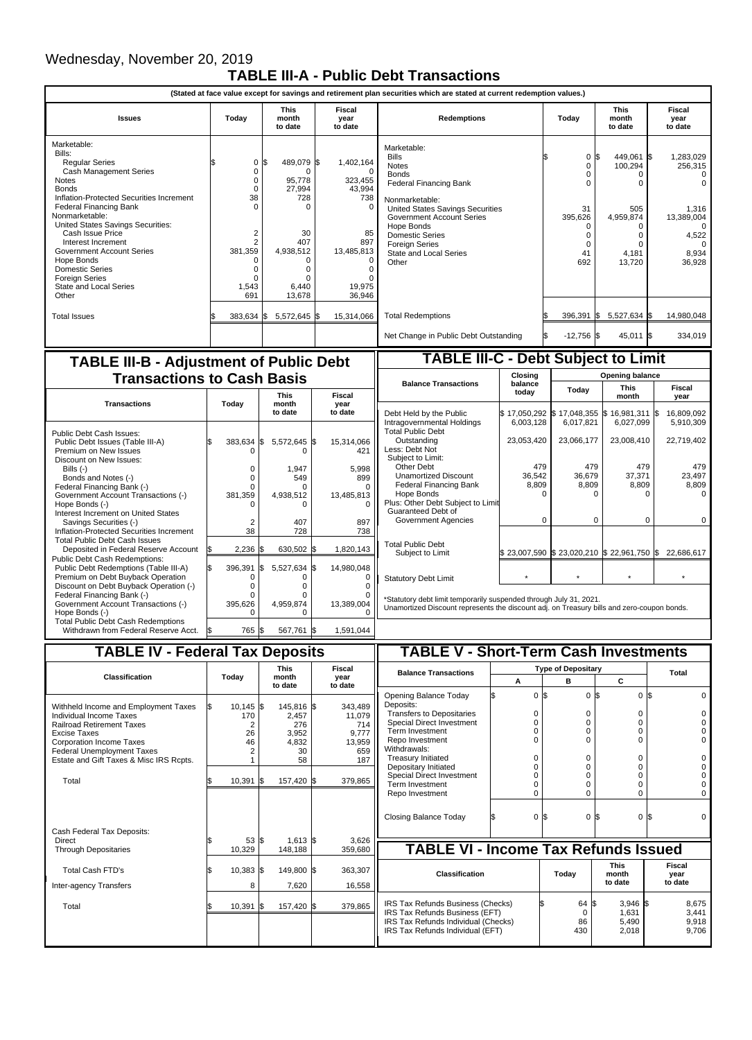Wednesday, November 20, 2019

# TABLE III-A - Public Debt Transactions

(Stated at face value except for savings and retirement plan securities which are stated at current redemption values.)

| Issues | Today | This month to date | Fiscal year to date |
|---|---|---|---|
| Marketable: | | | |
| Bills: | | | |
| Regular Series | $ 0 | $ 489,079 | $ 1,402,164 |
| Cash Management Series | 0 | 0 | 0 |
| Notes | 0 | 95,778 | 323,455 |
| Bonds | 0 | 27,994 | 43,994 |
| Inflation-Protected Securities Increment | 38 | 728 | 738 |
| Federal Financing Bank | 0 | 0 | 0 |
| Nonmarketable: | | | |
| United States Savings Securities: | | | |
| Cash Issue Price | 2 | 30 | 85 |
| Interest Increment | 2 | 407 | 897 |
| Government Account Series | 381,359 | 4,938,512 | 13,485,813 |
| Hope Bonds | 0 | 0 | 0 |
| Domestic Series | 0 | 0 | 0 |
| Foreign Series | 0 | 0 | 0 |
| State and Local Series | 1,543 | 6,440 | 19,975 |
| Other | 691 | 13,678 | 36,946 |
| Total Issues | $ 383,634 | $ 5,572,645 | $ 15,314,066 |

| Redemptions | Today | This month to date | Fiscal year to date |
|---|---|---|---|
| Marketable: | | | |
| Bills | $ 0 | $ 449,061 | $ 1,283,029 |
| Notes | 0 | 100,294 | 256,315 |
| Bonds | 0 | 0 | 0 |
| Federal Financing Bank | 0 | 0 | 0 |
| Nonmarketable: | | | |
| United States Savings Securities | 31 | 505 | 1,316 |
| Government Account Series | 395,626 | 4,959,874 | 13,389,004 |
| Hope Bonds | 0 | 0 | 0 |
| Domestic Series | 0 | 0 | 4,522 |
| Foreign Series | 0 | 0 | 0 |
| State and Local Series | 41 | 4,181 | 8,934 |
| Other | 692 | 13,720 | 36,928 |
| Total Redemptions | $ 396,391 | $ 5,527,634 | $ 14,980,048 |
| Net Change in Public Debt Outstanding | $ -12,756 | $ 45,011 | $ 334,019 |

# TABLE III-B - Adjustment of Public Debt Transactions to Cash Basis

| Transactions | Today | This month to date | Fiscal year to date |
|---|---|---|---|
| Public Debt Cash Issues: | | | |
| Public Debt Issues (Table III-A) | $ 383,634 | $ 5,572,645 | $ 15,314,066 |
| Premium on New Issues | 0 | 0 | 421 |
| Discount on New Issues: | | | |
| Bills (-) | 0 | 1,947 | 5,998 |
| Bonds and Notes (-) | 0 | 549 | 899 |
| Federal Financing Bank (-) | 0 | 0 | 0 |
| Government Account Transactions (-) | 381,359 | 4,938,512 | 13,485,813 |
| Hope Bonds (-) | 0 | 0 | 0 |
| Interest Increment on United States Savings Securities (-) | 2 | 407 | 897 |
| Inflation-Protected Securities Increment | 38 | 728 | 738 |
| Total Public Debt Cash Issues Deposited in Federal Reserve Account | $ 2,236 | $ 630,502 | $ 1,820,143 |
| Public Debt Cash Redemptions: | | | |
| Public Debt Redemptions (Table III-A) | $ 396,391 | $ 5,527,634 | $ 14,980,048 |
| Premium on Debt Buyback Operation | 0 | 0 | 0 |
| Discount on Debt Buyback Operation (-) | 0 | 0 | 0 |
| Federal Financing Bank (-) | 0 | 0 | 0 |
| Government Account Transactions (-) | 395,626 | 4,959,874 | 13,389,004 |
| Hope Bonds (-) | 0 | 0 | 0 |
| Total Public Debt Cash Redemptions Withdrawn from Federal Reserve Acct. | $ 765 | $ 567,761 | $ 1,591,044 |

# TABLE III-C - Debt Subject to Limit

| Balance Transactions | Closing balance today | Opening balance Today | Opening balance This month | Opening balance Fiscal year |
|---|---|---|---|---|
| Debt Held by the Public | $ 17,050,292 | $ 17,048,355 | $ 16,981,311 | $ 16,809,092 |
| Intragovernmental Holdings | 6,003,128 | 6,017,821 | 6,027,099 | 5,910,309 |
| Total Public Debt Outstanding | 23,053,420 | 23,066,177 | 23,008,410 | 22,719,402 |
| Less: Debt Not Subject to Limit: | | | | |
| Other Debt | 479 | 479 | 479 | 479 |
| Unamortized Discount | 36,542 | 36,679 | 37,371 | 23,497 |
| Federal Financing Bank | 8,809 | 8,809 | 8,809 | 8,809 |
| Hope Bonds | 0 | 0 | 0 | 0 |
| Plus: Other Debt Subject to Limit | | | | |
| Guaranteed Debt of Government Agencies | 0 | 0 | 0 | 0 |
| Total Public Debt Subject to Limit | $ 23,007,590 | $ 23,020,210 | $ 22,961,750 | $ 22,686,617 |
| Statutory Debt Limit | * | * | * | * |

*Statutory debt limit temporarily suspended through July 31, 2021.
Unamortized Discount represents the discount adj. on Treasury bills and zero-coupon bonds.

# TABLE IV - Federal Tax Deposits

| Classification | Today | This month to date | Fiscal year to date |
|---|---|---|---|
| Withheld Income and Employment Taxes | $ 10,145 | $ 145,816 | $ 343,489 |
| Individual Income Taxes | 170 | 2,457 | 11,079 |
| Railroad Retirement Taxes | 2 | 276 | 714 |
| Excise Taxes | 26 | 3,952 | 9,777 |
| Corporation Income Taxes | 46 | 4,832 | 13,959 |
| Federal Unemployment Taxes | 2 | 30 | 659 |
| Estate and Gift Taxes & Misc IRS Rcpts. | 1 | 58 | 187 |
| Total | $ 10,391 | $ 157,420 | $ 379,865 |
| Cash Federal Tax Deposits: | | | |
| Direct | $ 53 | $ 1,613 | $ 3,626 |
| Through Depositaries | 10,329 | 148,188 | 359,680 |
| Total Cash FTD's | $ 10,383 | $ 149,800 | $ 363,307 |
| Inter-agency Transfers | 8 | 7,620 | 16,558 |
| Total | $ 10,391 | $ 157,420 | $ 379,865 |

# TABLE V - Short-Term Cash Investments

| Balance Transactions | Type of Depositary A | Type of Depositary B | Type of Depositary C | Total |
|---|---|---|---|---|
| Opening Balance Today | $ 0 | $ 0 | $ 0 | $ 0 |
| Deposits: | | | | |
| Transfers to Depositaries | 0 | 0 | 0 | 0 |
| Special Direct Investment | 0 | 0 | 0 | 0 |
| Term Investment | 0 | 0 | 0 | 0 |
| Repo Investment | 0 | 0 | 0 | 0 |
| Withdrawals: | | | | |
| Treasury Initiated | 0 | 0 | 0 | 0 |
| Depositary Initiated | 0 | 0 | 0 | 0 |
| Special Direct Investment | 0 | 0 | 0 | 0 |
| Term Investment | 0 | 0 | 0 | 0 |
| Repo Investment | 0 | 0 | 0 | 0 |
| Closing Balance Today | $ 0 | $ 0 | $ 0 | $ 0 |

# TABLE VI - Income Tax Refunds Issued

| Classification | Today | This month to date | Fiscal year to date |
|---|---|---|---|
| IRS Tax Refunds Business (Checks) | $ 64 | $ 3,946 | $ 8,675 |
| IRS Tax Refunds Business (EFT) | 0 | 1,631 | 3,441 |
| IRS Tax Refunds Individual (Checks) | 86 | 5,490 | 9,918 |
| IRS Tax Refunds Individual (EFT) | 430 | 2,018 | 9,706 |